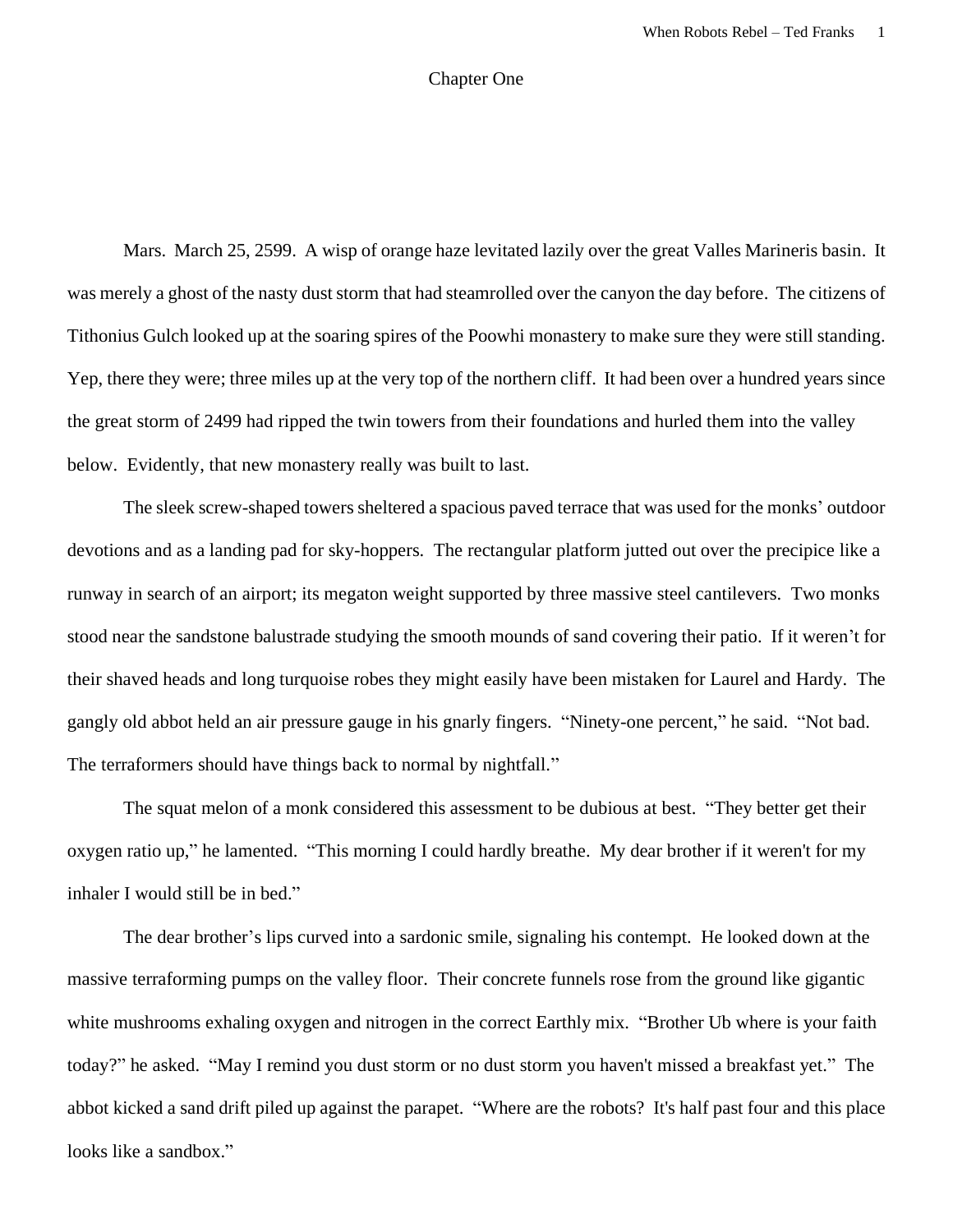# Chapter One

Mars. March 25, 2599. A wisp of orange haze levitated lazily over the great Valles Marineris basin. It was merely a ghost of the nasty dust storm that had steamrolled over the canyon the day before. The citizens of Tithonius Gulch looked up at the soaring spires of the Poowhi monastery to make sure they were still standing. Yep, there they were; three miles up at the very top of the northern cliff. It had been over a hundred years since the great storm of 2499 had ripped the twin towers from their foundations and hurled them into the valley below. Evidently, that new monastery really was built to last.

The sleek screw-shaped towers sheltered a spacious paved terrace that was used for the monks' outdoor devotions and as a landing pad for sky-hoppers. The rectangular platform jutted out over the precipice like a runway in search of an airport; its megaton weight supported by three massive steel cantilevers. Two monks stood near the sandstone balustrade studying the smooth mounds of sand covering their patio. If it weren't for their shaved heads and long turquoise robes they might easily have been mistaken for Laurel and Hardy. The gangly old abbot held an air pressure gauge in his gnarly fingers. "Ninety-one percent," he said. "Not bad. The terraformers should have things back to normal by nightfall."

The squat melon of a monk considered this assessment to be dubious at best. "They better get their oxygen ratio up," he lamented. "This morning I could hardly breathe. My dear brother if it weren't for my inhaler I would still be in bed."

The dear brother's lips curved into a sardonic smile, signaling his contempt. He looked down at the massive terraforming pumps on the valley floor. Their concrete funnels rose from the ground like gigantic white mushrooms exhaling oxygen and nitrogen in the correct Earthly mix. "Brother Ub where is your faith today?" he asked. "May I remind you dust storm or no dust storm you haven't missed a breakfast yet." The abbot kicked a sand drift piled up against the parapet. "Where are the robots? It's half past four and this place looks like a sandbox."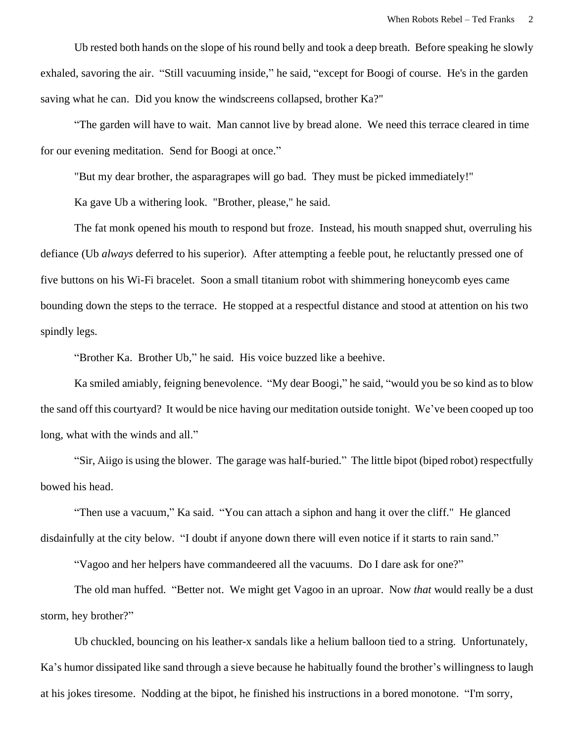Ub rested both hands on the slope of his round belly and took a deep breath. Before speaking he slowly exhaled, savoring the air. “Still vacuuming inside,” he said, “except for Boogi of course. He's in the garden saving what he can. Did you know the windscreens collapsed, brother Ka?"

“The garden will have to wait. Man cannot live by bread alone. We need this terrace cleared in time for our evening meditation. Send for Boogi at once.”

"But my dear brother, the asparagrapes will go bad. They must be picked immediately!"

Ka gave Ub a withering look. "Brother, please," he said.

The fat monk opened his mouth to respond but froze. Instead, his mouth snapped shut, overruling his defiance (Ub *always* deferred to his superior). After attempting a feeble pout, he reluctantly pressed one of five buttons on his Wi-Fi bracelet. Soon a small titanium robot with shimmering honeycomb eyes came bounding down the steps to the terrace. He stopped at a respectful distance and stood at attention on his two spindly legs.

“Brother Ka. Brother Ub,” he said. His voice buzzed like a beehive.

Ka smiled amiably, feigning benevolence. “My dear Boogi,” he said, “would you be so kind as to blow the sand off this courtyard? It would be nice having our meditation outside tonight. We’ve been cooped up too long, what with the winds and all.”

“Sir, Aiigo is using the blower. The garage was half-buried.” The little bipot (biped robot) respectfully bowed his head.

“Then use a vacuum,” Ka said. “You can attach a siphon and hang it over the cliff." He glanced disdainfully at the city below. “I doubt if anyone down there will even notice if it starts to rain sand.”

“Vagoo and her helpers have commandeered all the vacuums. Do I dare ask for one?”

The old man huffed. “Better not. We might get Vagoo in an uproar. Now *that* would really be a dust storm, hey brother?”

Ub chuckled, bouncing on his leather-x sandals like a helium balloon tied to a string. Unfortunately, Ka’s humor dissipated like sand through a sieve because he habitually found the brother’s willingness to laugh at his jokes tiresome. Nodding at the bipot, he finished his instructions in a bored monotone. “I'm sorry,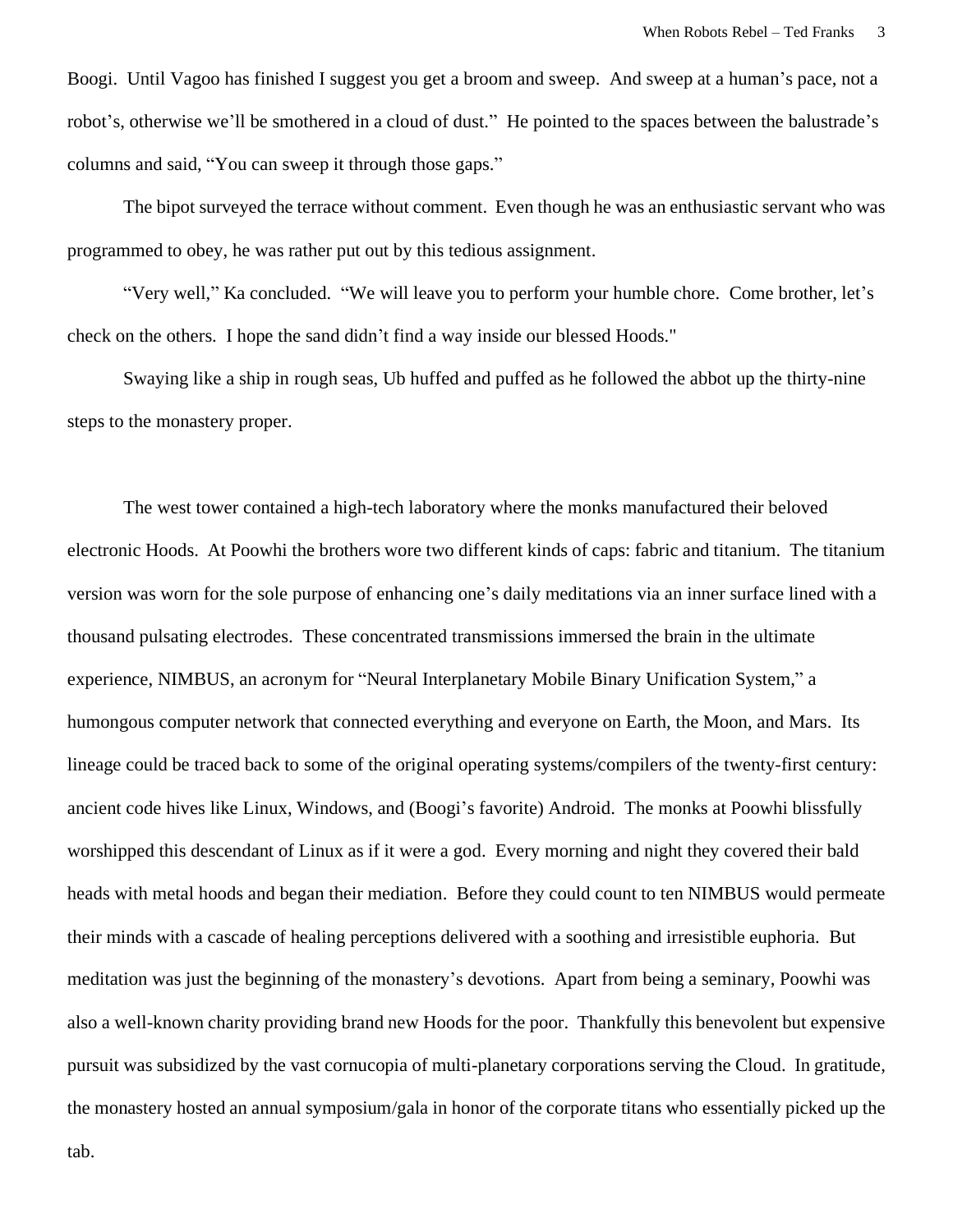Boogi. Until Vagoo has finished I suggest you get a broom and sweep. And sweep at a human's pace, not a robot's, otherwise we'll be smothered in a cloud of dust." He pointed to the spaces between the balustrade's columns and said, "You can sweep it through those gaps."

The bipot surveyed the terrace without comment. Even though he was an enthusiastic servant who was programmed to obey, he was rather put out by this tedious assignment.

"Very well," Ka concluded. "We will leave you to perform your humble chore. Come brother, let's check on the others. I hope the sand didn't find a way inside our blessed Hoods."

Swaying like a ship in rough seas, Ub huffed and puffed as he followed the abbot up the thirty-nine steps to the monastery proper.

The west tower contained a high-tech laboratory where the monks manufactured their beloved electronic Hoods. At Poowhi the brothers wore two different kinds of caps: fabric and titanium. The titanium version was worn for the sole purpose of enhancing one's daily meditations via an inner surface lined with a thousand pulsating electrodes. These concentrated transmissions immersed the brain in the ultimate experience, NIMBUS, an acronym for "Neural Interplanetary Mobile Binary Unification System," a humongous computer network that connected everything and everyone on Earth, the Moon, and Mars. Its lineage could be traced back to some of the original operating systems/compilers of the twenty-first century: ancient code hives like Linux, Windows, and (Boogi's favorite) Android. The monks at Poowhi blissfully worshipped this descendant of Linux as if it were a god. Every morning and night they covered their bald heads with metal hoods and began their mediation. Before they could count to ten NIMBUS would permeate their minds with a cascade of healing perceptions delivered with a soothing and irresistible euphoria. But meditation was just the beginning of the monastery's devotions. Apart from being a seminary, Poowhi was also a well-known charity providing brand new Hoods for the poor. Thankfully this benevolent but expensive pursuit was subsidized by the vast cornucopia of multi-planetary corporations serving the Cloud. In gratitude, the monastery hosted an annual symposium/gala in honor of the corporate titans who essentially picked up the tab.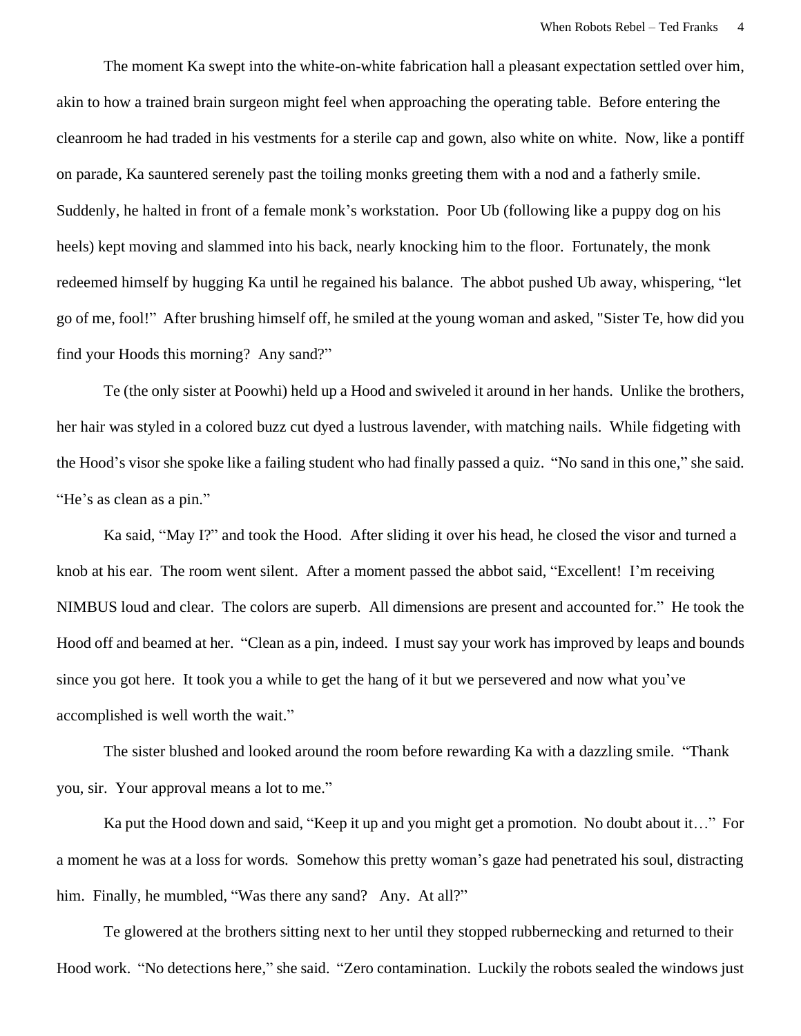The moment Ka swept into the white-on-white fabrication hall a pleasant expectation settled over him, akin to how a trained brain surgeon might feel when approaching the operating table. Before entering the cleanroom he had traded in his vestments for a sterile cap and gown, also white on white. Now, like a pontiff on parade, Ka sauntered serenely past the toiling monks greeting them with a nod and a fatherly smile. Suddenly, he halted in front of a female monk's workstation. Poor Ub (following like a puppy dog on his heels) kept moving and slammed into his back, nearly knocking him to the floor. Fortunately, the monk redeemed himself by hugging Ka until he regained his balance. The abbot pushed Ub away, whispering, "let go of me, fool!" After brushing himself off, he smiled at the young woman and asked, "Sister Te, how did you find your Hoods this morning? Any sand?"

Te (the only sister at Poowhi) held up a Hood and swiveled it around in her hands. Unlike the brothers, her hair was styled in a colored buzz cut dyed a lustrous lavender, with matching nails. While fidgeting with the Hood's visor she spoke like a failing student who had finally passed a quiz. "No sand in this one," she said. "He's as clean as a pin."

Ka said, "May I?" and took the Hood. After sliding it over his head, he closed the visor and turned a knob at his ear. The room went silent. After a moment passed the abbot said, "Excellent! I'm receiving NIMBUS loud and clear. The colors are superb. All dimensions are present and accounted for." He took the Hood off and beamed at her. "Clean as a pin, indeed. I must say your work has improved by leaps and bounds since you got here. It took you a while to get the hang of it but we persevered and now what you've accomplished is well worth the wait."

The sister blushed and looked around the room before rewarding Ka with a dazzling smile. "Thank you, sir. Your approval means a lot to me."

Ka put the Hood down and said, "Keep it up and you might get a promotion. No doubt about it…" For a moment he was at a loss for words. Somehow this pretty woman's gaze had penetrated his soul, distracting him. Finally, he mumbled, "Was there any sand? Any. At all?"

Te glowered at the brothers sitting next to her until they stopped rubbernecking and returned to their Hood work. "No detections here," she said. "Zero contamination. Luckily the robots sealed the windows just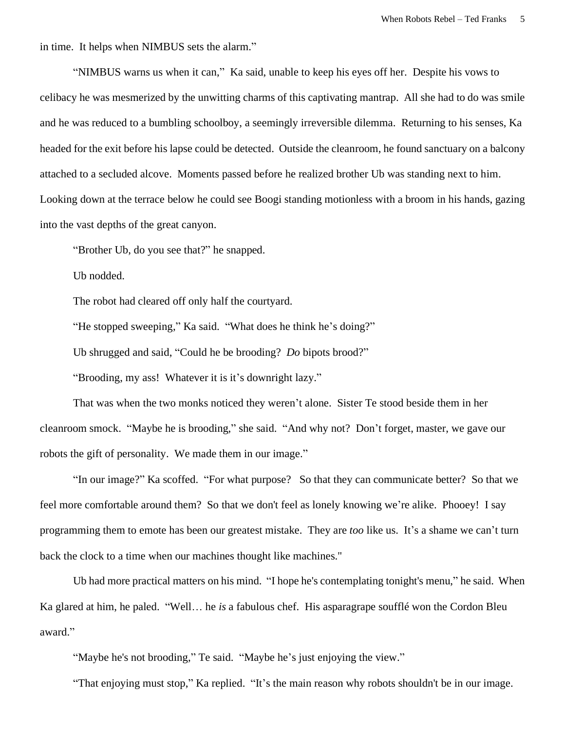in time. It helps when NIMBUS sets the alarm."

"NIMBUS warns us when it can," Ka said, unable to keep his eyes off her. Despite his vows to celibacy he was mesmerized by the unwitting charms of this captivating mantrap. All she had to do was smile and he was reduced to a bumbling schoolboy, a seemingly irreversible dilemma. Returning to his senses, Ka headed for the exit before his lapse could be detected. Outside the cleanroom, he found sanctuary on a balcony attached to a secluded alcove. Moments passed before he realized brother Ub was standing next to him. Looking down at the terrace below he could see Boogi standing motionless with a broom in his hands, gazing into the vast depths of the great canyon.

"Brother Ub, do you see that?" he snapped.

Ub nodded.

The robot had cleared off only half the courtyard.

"He stopped sweeping," Ka said. "What does he think he's doing?"

Ub shrugged and said, "Could he be brooding? *Do* bipots brood?"

"Brooding, my ass! Whatever it is it's downright lazy."

That was when the two monks noticed they weren't alone. Sister Te stood beside them in her cleanroom smock. "Maybe he is brooding," she said. "And why not? Don't forget, master, we gave our robots the gift of personality. We made them in our image."

"In our image?" Ka scoffed. "For what purpose? So that they can communicate better? So that we feel more comfortable around them? So that we don't feel as lonely knowing we're alike. Phooey! I say programming them to emote has been our greatest mistake. They are *too* like us. It's a shame we can't turn back the clock to a time when our machines thought like machines."

Ub had more practical matters on his mind. "I hope he's contemplating tonight's menu," he said. When Ka glared at him, he paled. "Well… he *is* a fabulous chef. His asparagrape soufflé won the Cordon Bleu award."

"Maybe he's not brooding," Te said. "Maybe he's just enjoying the view."

"That enjoying must stop," Ka replied. "It's the main reason why robots shouldn't be in our image.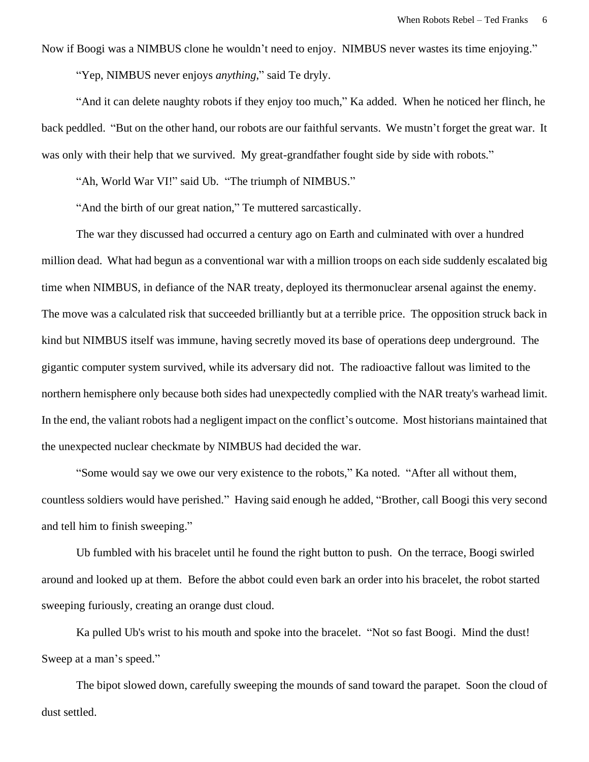Now if Boogi was a NIMBUS clone he wouldn't need to enjoy. NIMBUS never wastes its time enjoying."

"Yep, NIMBUS never enjoys *anything*," said Te dryly.

"And it can delete naughty robots if they enjoy too much," Ka added. When he noticed her flinch, he back peddled. "But on the other hand, our robots are our faithful servants. We mustn't forget the great war. It was only with their help that we survived. My great-grandfather fought side by side with robots."

"Ah, World War VI!" said Ub. "The triumph of NIMBUS."

"And the birth of our great nation," Te muttered sarcastically.

The war they discussed had occurred a century ago on Earth and culminated with over a hundred million dead. What had begun as a conventional war with a million troops on each side suddenly escalated big time when NIMBUS, in defiance of the NAR treaty, deployed its thermonuclear arsenal against the enemy. The move was a calculated risk that succeeded brilliantly but at a terrible price. The opposition struck back in kind but NIMBUS itself was immune, having secretly moved its base of operations deep underground. The gigantic computer system survived, while its adversary did not. The radioactive fallout was limited to the northern hemisphere only because both sides had unexpectedly complied with the NAR treaty's warhead limit. In the end, the valiant robots had a negligent impact on the conflict's outcome. Most historians maintained that the unexpected nuclear checkmate by NIMBUS had decided the war.

"Some would say we owe our very existence to the robots," Ka noted. "After all without them, countless soldiers would have perished." Having said enough he added, "Brother, call Boogi this very second and tell him to finish sweeping."

Ub fumbled with his bracelet until he found the right button to push. On the terrace, Boogi swirled around and looked up at them. Before the abbot could even bark an order into his bracelet, the robot started sweeping furiously, creating an orange dust cloud.

Ka pulled Ub's wrist to his mouth and spoke into the bracelet. "Not so fast Boogi. Mind the dust! Sweep at a man's speed."

The bipot slowed down, carefully sweeping the mounds of sand toward the parapet. Soon the cloud of dust settled.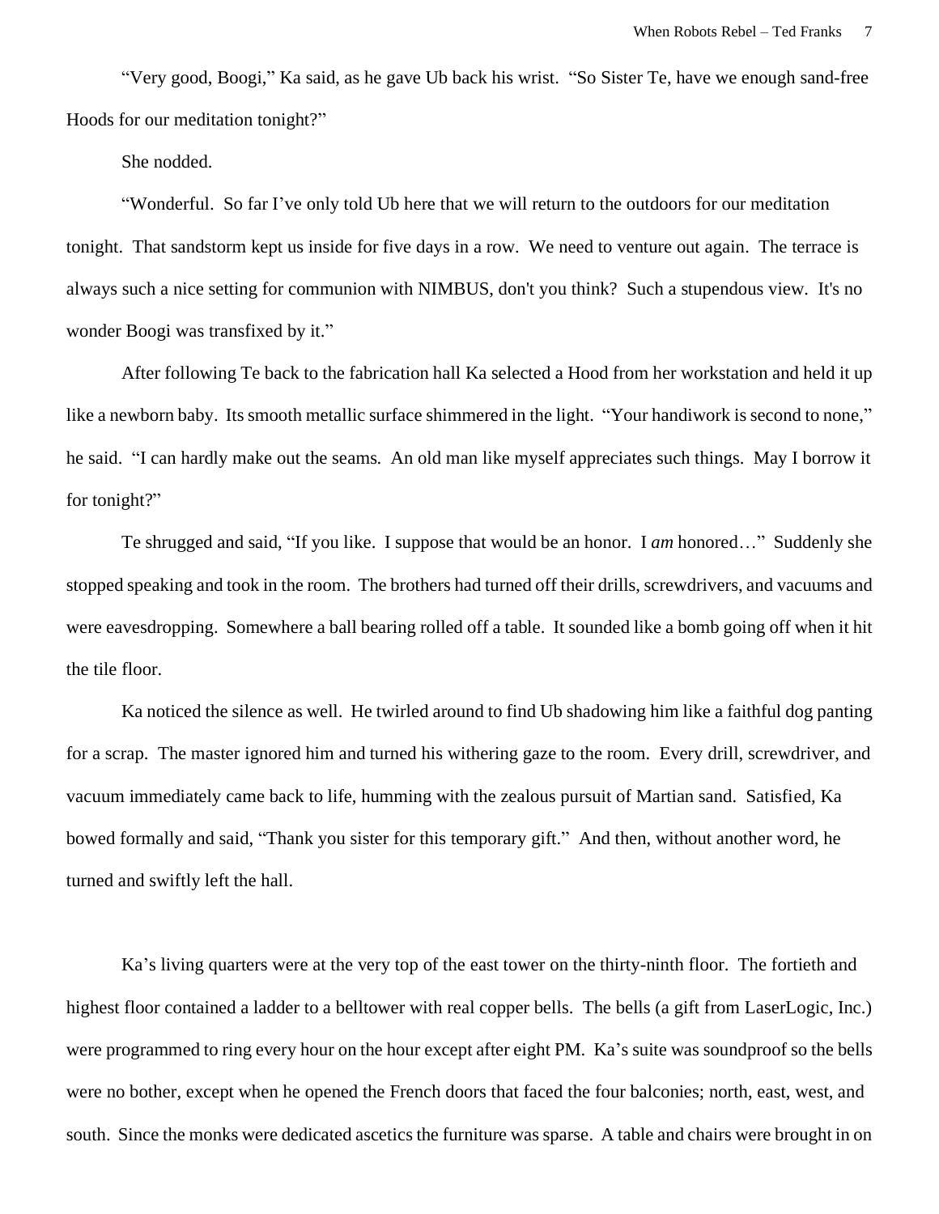"Very good, Boogi," Ka said, as he gave Ub back his wrist. "So Sister Te, have we enough sand-free Hoods for our meditation tonight?"

She nodded.

"Wonderful. So far I've only told Ub here that we will return to the outdoors for our meditation tonight. That sandstorm kept us inside for five days in a row. We need to venture out again. The terrace is always such a nice setting for communion with NIMBUS, don't you think? Such a stupendous view. It's no wonder Boogi was transfixed by it."

After following Te back to the fabrication hall Ka selected a Hood from her workstation and held it up like a newborn baby. Its smooth metallic surface shimmered in the light. "Your handiwork is second to none," he said. "I can hardly make out the seams. An old man like myself appreciates such things. May I borrow it for tonight?"

Te shrugged and said, "If you like. I suppose that would be an honor. I *am* honored…" Suddenly she stopped speaking and took in the room. The brothers had turned off their drills, screwdrivers, and vacuums and were eavesdropping. Somewhere a ball bearing rolled off a table. It sounded like a bomb going off when it hit the tile floor.

Ka noticed the silence as well. He twirled around to find Ub shadowing him like a faithful dog panting for a scrap. The master ignored him and turned his withering gaze to the room. Every drill, screwdriver, and vacuum immediately came back to life, humming with the zealous pursuit of Martian sand. Satisfied, Ka bowed formally and said, "Thank you sister for this temporary gift." And then, without another word, he turned and swiftly left the hall.

Ka's living quarters were at the very top of the east tower on the thirty-ninth floor. The fortieth and highest floor contained a ladder to a belltower with real copper bells. The bells (a gift from LaserLogic, Inc.) were programmed to ring every hour on the hour except after eight PM. Ka's suite was soundproof so the bells were no bother, except when he opened the French doors that faced the four balconies; north, east, west, and south. Since the monks were dedicated ascetics the furniture was sparse. A table and chairs were brought in on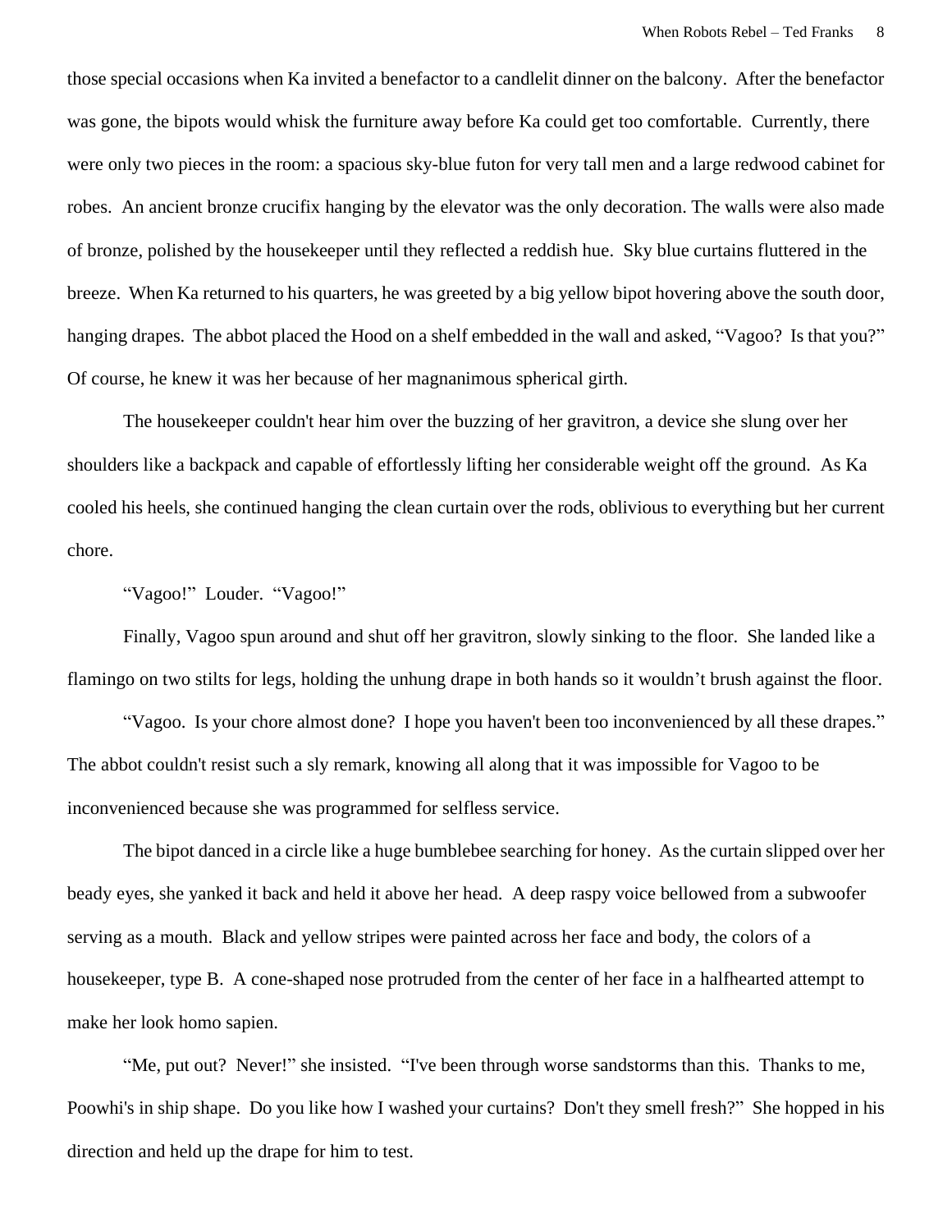those special occasions when Ka invited a benefactor to a candlelit dinner on the balcony. After the benefactor was gone, the bipots would whisk the furniture away before Ka could get too comfortable. Currently, there were only two pieces in the room: a spacious sky-blue futon for very tall men and a large redwood cabinet for robes. An ancient bronze crucifix hanging by the elevator was the only decoration. The walls were also made of bronze, polished by the housekeeper until they reflected a reddish hue. Sky blue curtains fluttered in the breeze. When Ka returned to his quarters, he was greeted by a big yellow bipot hovering above the south door, hanging drapes. The abbot placed the Hood on a shelf embedded in the wall and asked, "Vagoo? Is that you?" Of course, he knew it was her because of her magnanimous spherical girth.

The housekeeper couldn't hear him over the buzzing of her gravitron, a device she slung over her shoulders like a backpack and capable of effortlessly lifting her considerable weight off the ground. As Ka cooled his heels, she continued hanging the clean curtain over the rods, oblivious to everything but her current chore.

"Vagoo!" Louder. "Vagoo!"

Finally, Vagoo spun around and shut off her gravitron, slowly sinking to the floor. She landed like a flamingo on two stilts for legs, holding the unhung drape in both hands so it wouldn't brush against the floor.

"Vagoo. Is your chore almost done? I hope you haven't been too inconvenienced by all these drapes." The abbot couldn't resist such a sly remark, knowing all along that it was impossible for Vagoo to be inconvenienced because she was programmed for selfless service.

The bipot danced in a circle like a huge bumblebee searching for honey. As the curtain slipped over her beady eyes, she yanked it back and held it above her head. A deep raspy voice bellowed from a subwoofer serving as a mouth. Black and yellow stripes were painted across her face and body, the colors of a housekeeper, type B. A cone-shaped nose protruded from the center of her face in a halfhearted attempt to make her look homo sapien.

"Me, put out? Never!" she insisted. "I've been through worse sandstorms than this. Thanks to me, Poowhi's in ship shape. Do you like how I washed your curtains? Don't they smell fresh?" She hopped in his direction and held up the drape for him to test.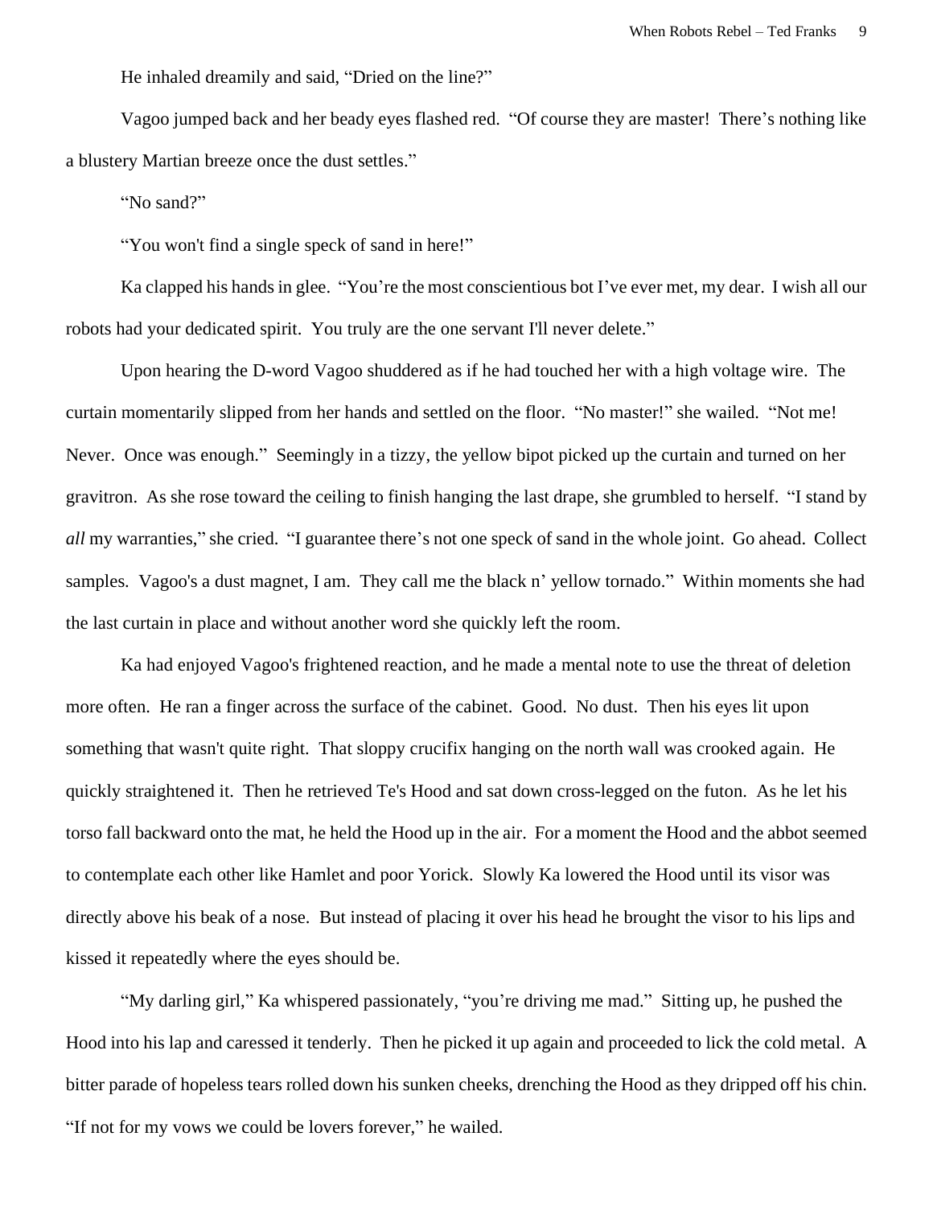He inhaled dreamily and said, "Dried on the line?"

Vagoo jumped back and her beady eyes flashed red. "Of course they are master! There's nothing like a blustery Martian breeze once the dust settles."

"No sand?"

"You won't find a single speck of sand in here!"

Ka clapped his hands in glee. "You're the most conscientious bot I've ever met, my dear. I wish all our robots had your dedicated spirit. You truly are the one servant I'll never delete."

Upon hearing the D-word Vagoo shuddered as if he had touched her with a high voltage wire. The curtain momentarily slipped from her hands and settled on the floor. "No master!" she wailed. "Not me! Never. Once was enough." Seemingly in a tizzy, the yellow bipot picked up the curtain and turned on her gravitron. As she rose toward the ceiling to finish hanging the last drape, she grumbled to herself. "I stand by *all* my warranties," she cried. "I guarantee there's not one speck of sand in the whole joint. Go ahead. Collect samples. Vagoo's a dust magnet, I am. They call me the black n' yellow tornado." Within moments she had the last curtain in place and without another word she quickly left the room.

Ka had enjoyed Vagoo's frightened reaction, and he made a mental note to use the threat of deletion more often. He ran a finger across the surface of the cabinet. Good. No dust. Then his eyes lit upon something that wasn't quite right. That sloppy crucifix hanging on the north wall was crooked again. He quickly straightened it. Then he retrieved Te's Hood and sat down cross-legged on the futon. As he let his torso fall backward onto the mat, he held the Hood up in the air. For a moment the Hood and the abbot seemed to contemplate each other like Hamlet and poor Yorick. Slowly Ka lowered the Hood until its visor was directly above his beak of a nose. But instead of placing it over his head he brought the visor to his lips and kissed it repeatedly where the eyes should be.

"My darling girl," Ka whispered passionately, "you're driving me mad." Sitting up, he pushed the Hood into his lap and caressed it tenderly. Then he picked it up again and proceeded to lick the cold metal. A bitter parade of hopeless tears rolled down his sunken cheeks, drenching the Hood as they dripped off his chin. "If not for my vows we could be lovers forever," he wailed.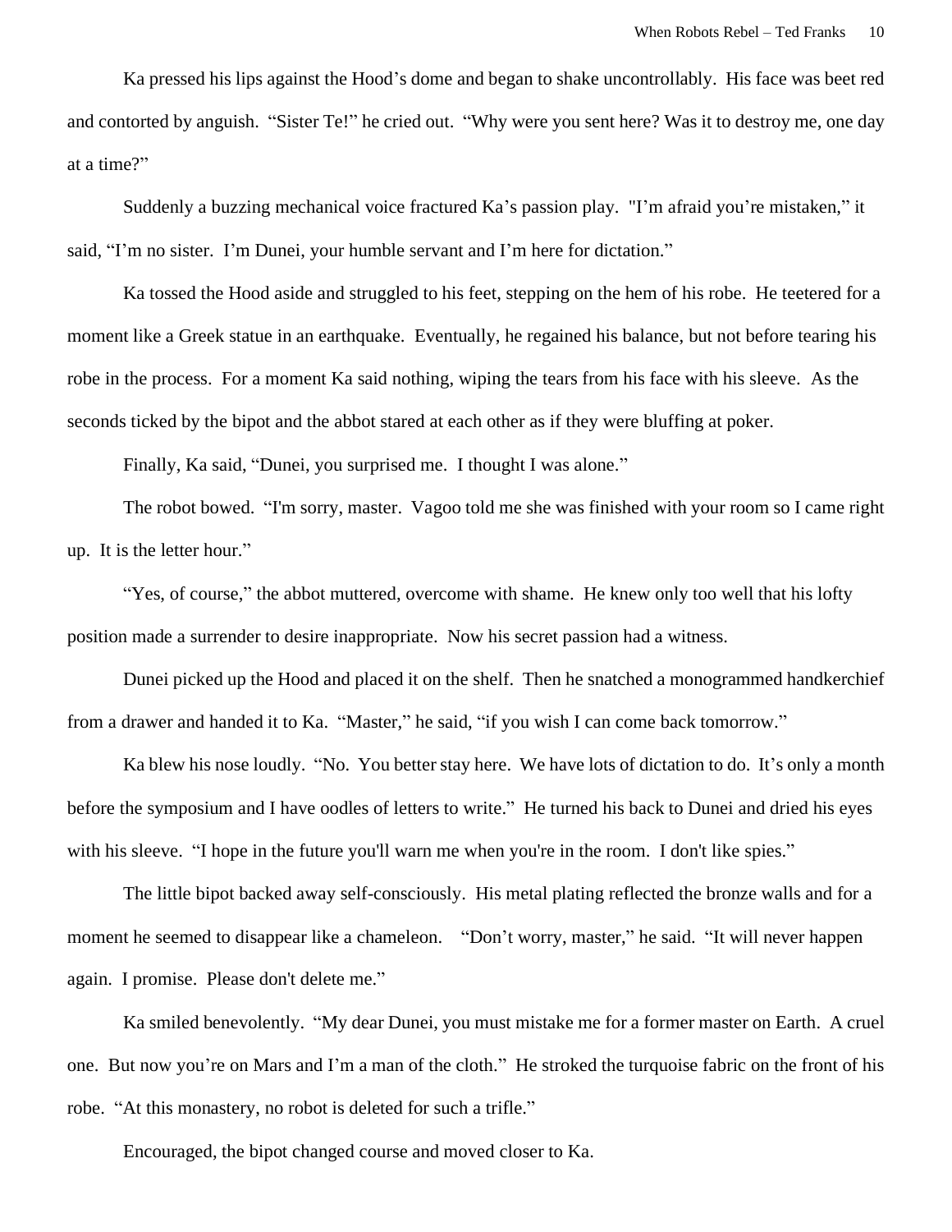Ka pressed his lips against the Hood's dome and began to shake uncontrollably. His face was beet red and contorted by anguish. "Sister Te!" he cried out. "Why were you sent here? Was it to destroy me, one day at a time?"

Suddenly a buzzing mechanical voice fractured Ka's passion play. "I'm afraid you're mistaken," it said, "I'm no sister. I'm Dunei, your humble servant and I'm here for dictation."

Ka tossed the Hood aside and struggled to his feet, stepping on the hem of his robe. He teetered for a moment like a Greek statue in an earthquake. Eventually, he regained his balance, but not before tearing his robe in the process. For a moment Ka said nothing, wiping the tears from his face with his sleeve. As the seconds ticked by the bipot and the abbot stared at each other as if they were bluffing at poker.

Finally, Ka said, "Dunei, you surprised me. I thought I was alone."

The robot bowed. "I'm sorry, master. Vagoo told me she was finished with your room so I came right up. It is the letter hour."

"Yes, of course," the abbot muttered, overcome with shame. He knew only too well that his lofty position made a surrender to desire inappropriate. Now his secret passion had a witness.

Dunei picked up the Hood and placed it on the shelf. Then he snatched a monogrammed handkerchief from a drawer and handed it to Ka. "Master," he said, "if you wish I can come back tomorrow."

Ka blew his nose loudly. "No. You better stay here. We have lots of dictation to do. It's only a month before the symposium and I have oodles of letters to write." He turned his back to Dunei and dried his eyes with his sleeve. "I hope in the future you'll warn me when you're in the room. I don't like spies."

The little bipot backed away self-consciously. His metal plating reflected the bronze walls and for a moment he seemed to disappear like a chameleon. "Don't worry, master," he said. "It will never happen again. I promise. Please don't delete me."

Ka smiled benevolently. "My dear Dunei, you must mistake me for a former master on Earth. A cruel one. But now you're on Mars and I'm a man of the cloth." He stroked the turquoise fabric on the front of his robe. "At this monastery, no robot is deleted for such a trifle."

Encouraged, the bipot changed course and moved closer to Ka.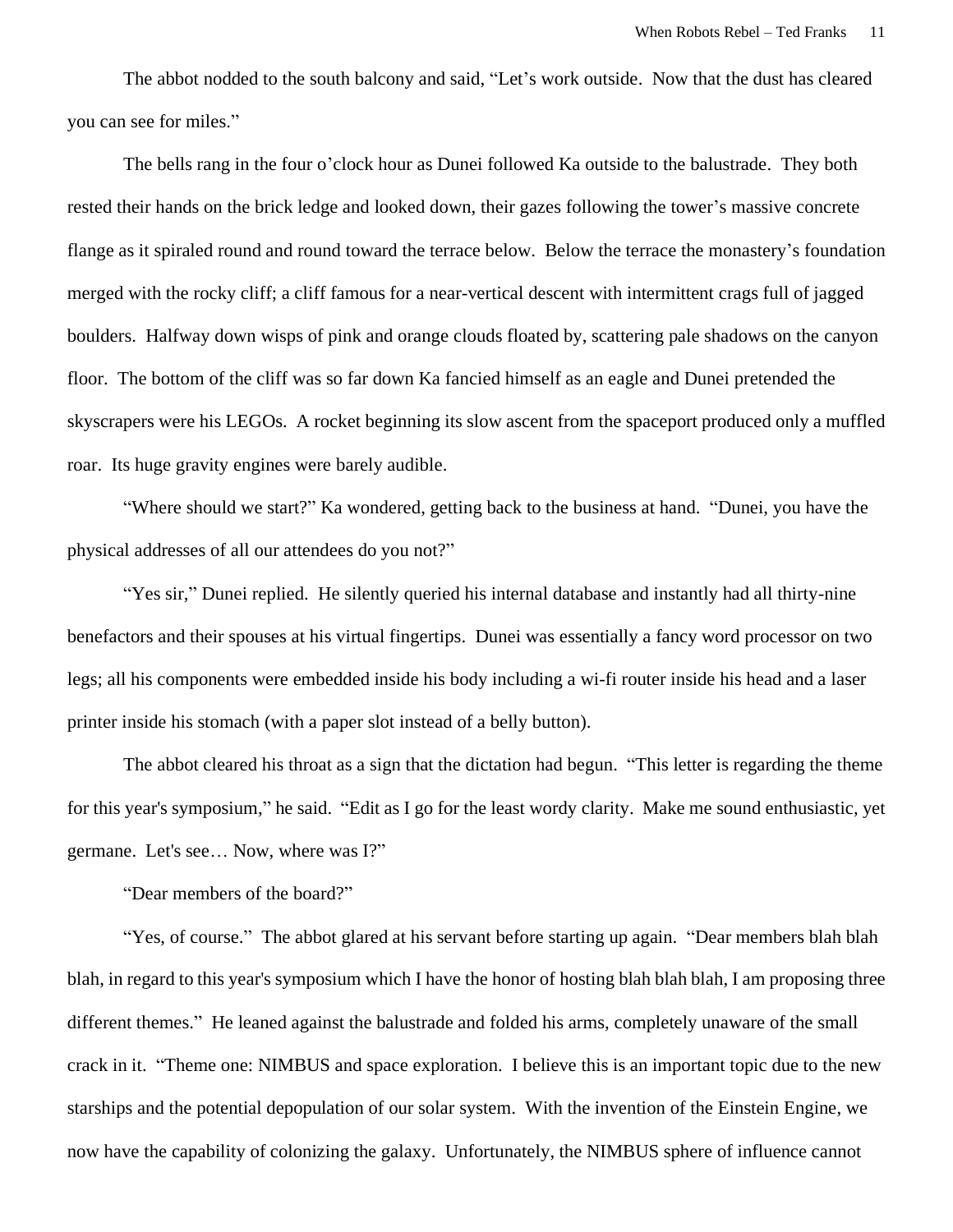The abbot nodded to the south balcony and said, "Let's work outside. Now that the dust has cleared you can see for miles."

The bells rang in the four o'clock hour as Dunei followed Ka outside to the balustrade. They both rested their hands on the brick ledge and looked down, their gazes following the tower's massive concrete flange as it spiraled round and round toward the terrace below. Below the terrace the monastery's foundation merged with the rocky cliff; a cliff famous for a near-vertical descent with intermittent crags full of jagged boulders. Halfway down wisps of pink and orange clouds floated by, scattering pale shadows on the canyon floor. The bottom of the cliff was so far down Ka fancied himself as an eagle and Dunei pretended the skyscrapers were his LEGOs. A rocket beginning its slow ascent from the spaceport produced only a muffled roar. Its huge gravity engines were barely audible.

"Where should we start?" Ka wondered, getting back to the business at hand. "Dunei, you have the physical addresses of all our attendees do you not?"

"Yes sir," Dunei replied. He silently queried his internal database and instantly had all thirty-nine benefactors and their spouses at his virtual fingertips. Dunei was essentially a fancy word processor on two legs; all his components were embedded inside his body including a wi-fi router inside his head and a laser printer inside his stomach (with a paper slot instead of a belly button).

The abbot cleared his throat as a sign that the dictation had begun. "This letter is regarding the theme for this year's symposium," he said. "Edit as I go for the least wordy clarity. Make me sound enthusiastic, yet germane. Let's see… Now, where was I?"

"Dear members of the board?"

"Yes, of course." The abbot glared at his servant before starting up again. "Dear members blah blah blah, in regard to this year's symposium which I have the honor of hosting blah blah blah, I am proposing three different themes." He leaned against the balustrade and folded his arms, completely unaware of the small crack in it. "Theme one: NIMBUS and space exploration. I believe this is an important topic due to the new starships and the potential depopulation of our solar system. With the invention of the Einstein Engine, we now have the capability of colonizing the galaxy. Unfortunately, the NIMBUS sphere of influence cannot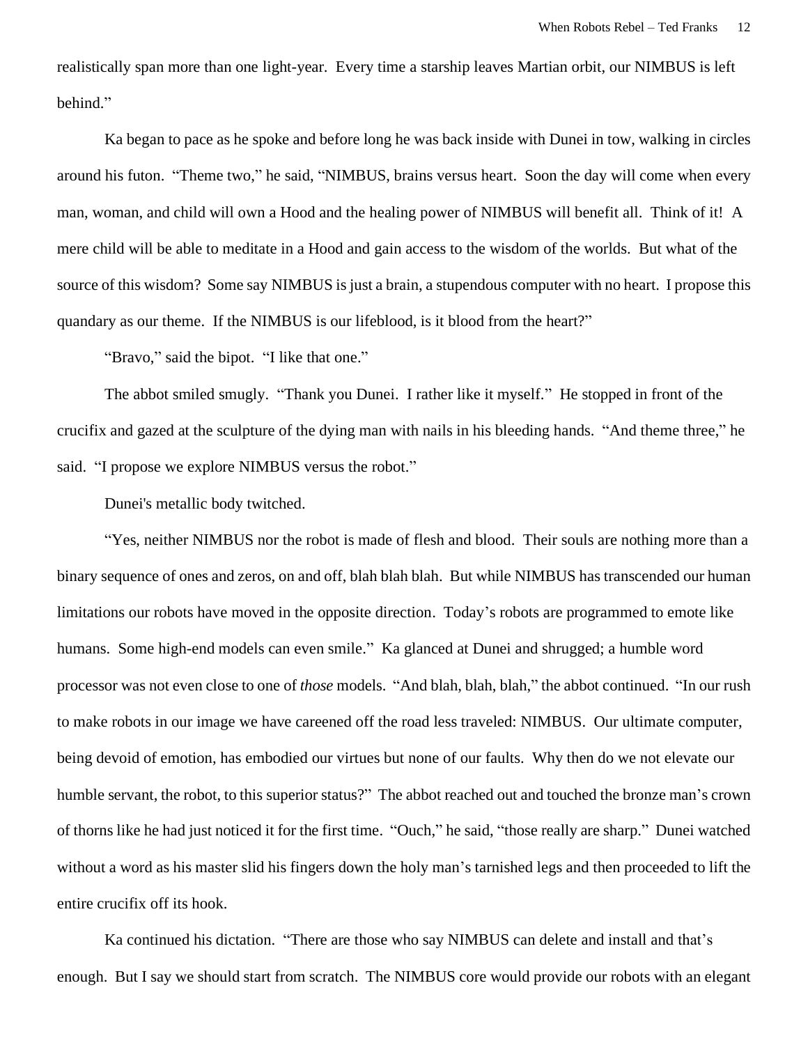realistically span more than one light-year. Every time a starship leaves Martian orbit, our NIMBUS is left behind."

Ka began to pace as he spoke and before long he was back inside with Dunei in tow, walking in circles around his futon. "Theme two," he said, "NIMBUS, brains versus heart. Soon the day will come when every man, woman, and child will own a Hood and the healing power of NIMBUS will benefit all. Think of it! A mere child will be able to meditate in a Hood and gain access to the wisdom of the worlds. But what of the source of this wisdom? Some say NIMBUS is just a brain, a stupendous computer with no heart. I propose this quandary as our theme. If the NIMBUS is our lifeblood, is it blood from the heart?"

"Bravo," said the bipot. "I like that one."

The abbot smiled smugly. "Thank you Dunei. I rather like it myself." He stopped in front of the crucifix and gazed at the sculpture of the dying man with nails in his bleeding hands. "And theme three," he said. "I propose we explore NIMBUS versus the robot."

Dunei's metallic body twitched.

"Yes, neither NIMBUS nor the robot is made of flesh and blood. Their souls are nothing more than a binary sequence of ones and zeros, on and off, blah blah blah. But while NIMBUS has transcended our human limitations our robots have moved in the opposite direction. Today's robots are programmed to emote like humans. Some high-end models can even smile." Ka glanced at Dunei and shrugged; a humble word processor was not even close to one of *those* models. "And blah, blah, blah," the abbot continued. "In our rush to make robots in our image we have careened off the road less traveled: NIMBUS. Our ultimate computer, being devoid of emotion, has embodied our virtues but none of our faults. Why then do we not elevate our humble servant, the robot, to this superior status?" The abbot reached out and touched the bronze man's crown of thorns like he had just noticed it for the first time. "Ouch," he said, "those really are sharp." Dunei watched without a word as his master slid his fingers down the holy man's tarnished legs and then proceeded to lift the entire crucifix off its hook.

Ka continued his dictation. "There are those who say NIMBUS can delete and install and that's enough. But I say we should start from scratch. The NIMBUS core would provide our robots with an elegant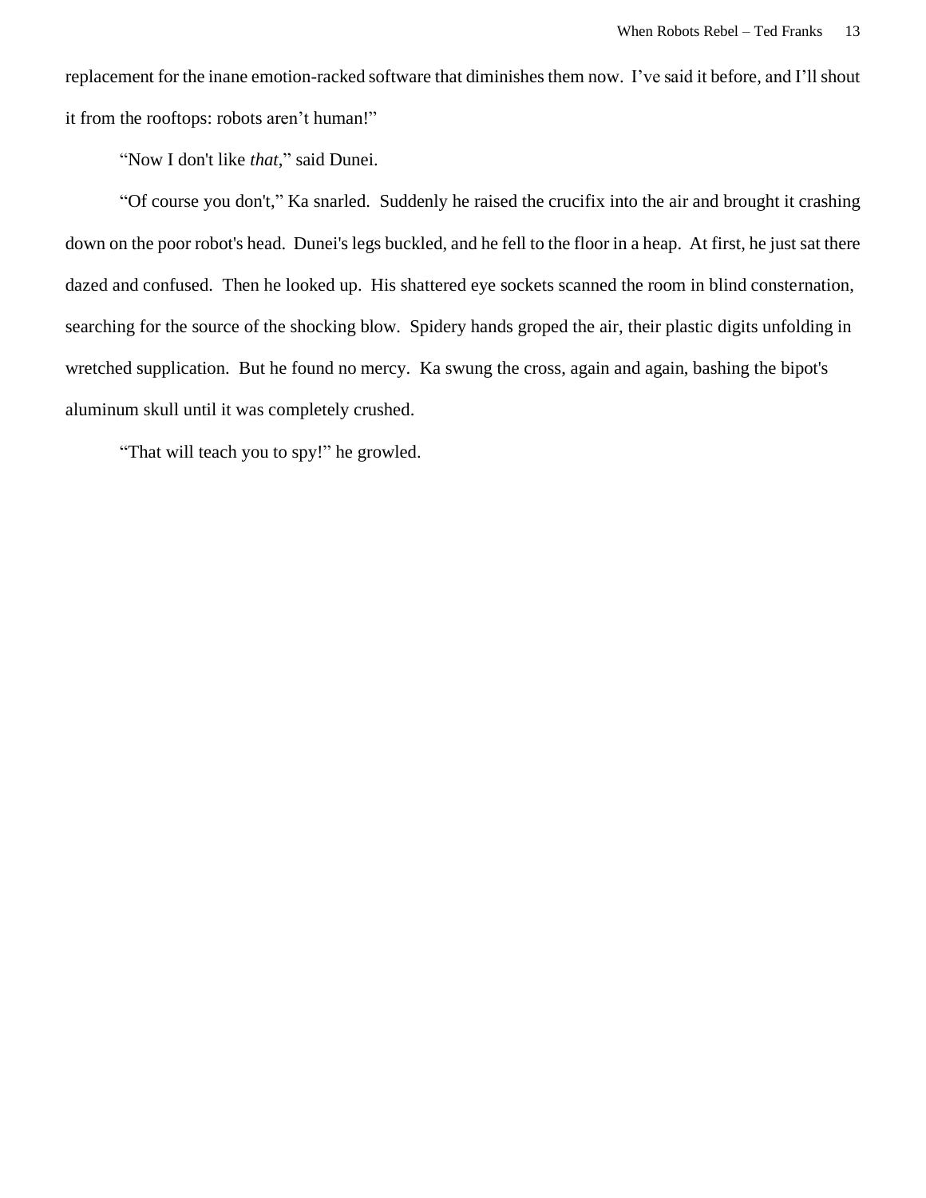replacement for the inane emotion-racked software that diminishes them now. I've said it before, and I'll shout it from the rooftops: robots aren't human!"

"Now I don't like *that*," said Dunei.

"Of course you don't," Ka snarled. Suddenly he raised the crucifix into the air and brought it crashing down on the poor robot's head. Dunei's legs buckled, and he fell to the floor in a heap. At first, he just sat there dazed and confused. Then he looked up. His shattered eye sockets scanned the room in blind consternation, searching for the source of the shocking blow. Spidery hands groped the air, their plastic digits unfolding in wretched supplication. But he found no mercy. Ka swung the cross, again and again, bashing the bipot's aluminum skull until it was completely crushed.

"That will teach you to spy!" he growled.